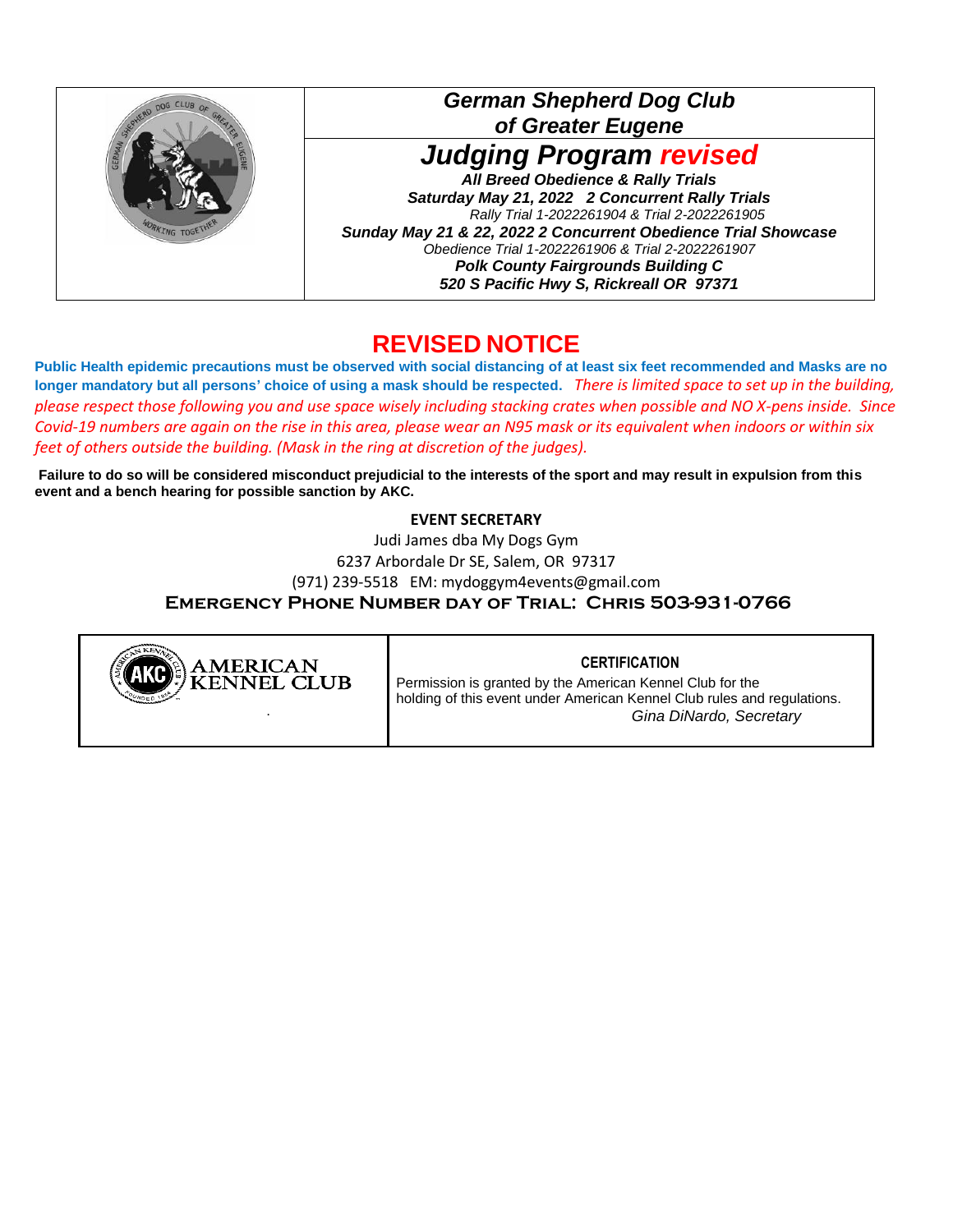| | **German Shepherd Dog Club of Greater Eugene** |
|---|---|
| | ***Judging Program revised***<br>***All Breed Obedience & Rally Trials***<br>***Saturday May 21, 2022   2 Concurrent Rally Trials***<br>*Rally Trial 1-2022261904 & Trial 2-2022261905*<br>***Sunday May 21 & 22, 2022 2 Concurrent Obedience Trial Showcase***<br>*Obedience Trial 1-2022261906 & Trial 2-2022261907*<br>***Polk County Fairgrounds Building C***<br>***520 S Pacific Hwy S, Rickreall OR  97371*** |

## REVISED NOTICE

**Public Health epidemic precautions must be observed with social distancing of at least six feet recommended and Masks are no longer mandatory but all persons' choice of using a mask should be respected.** *There is limited space to set up in the building, please respect those following you and use space wisely including stacking crates when possible and NO X-pens inside. Since Covid-19 numbers are again on the rise in this area, please wear an N95 mask or its equivalent when indoors or within six feet of others outside the building. (Mask in the ring at discretion of the judges).*

**Failure to do so will be considered misconduct prejudicial to the interests of the sport and may result in expulsion from this event and a bench hearing for possible sanction by AKC.**

**EVENT SECRETARY**

Judi James dba My Dogs Gym
6237 Arbordale Dr SE, Salem, OR 97317
(971) 239-5518  EM: mydoggym4events@gmail.com

**EMERGENCY PHONE NUMBER DAY OF TRIAL: CHRIS 503-931-0766**

| AMERICAN KENNEL CLUB | **CERTIFICATION**<br>Permission is granted by the American Kennel Club for the holding of this event under American Kennel Club rules and regulations.<br>*Gina DiNardo, Secretary* |
|---|---|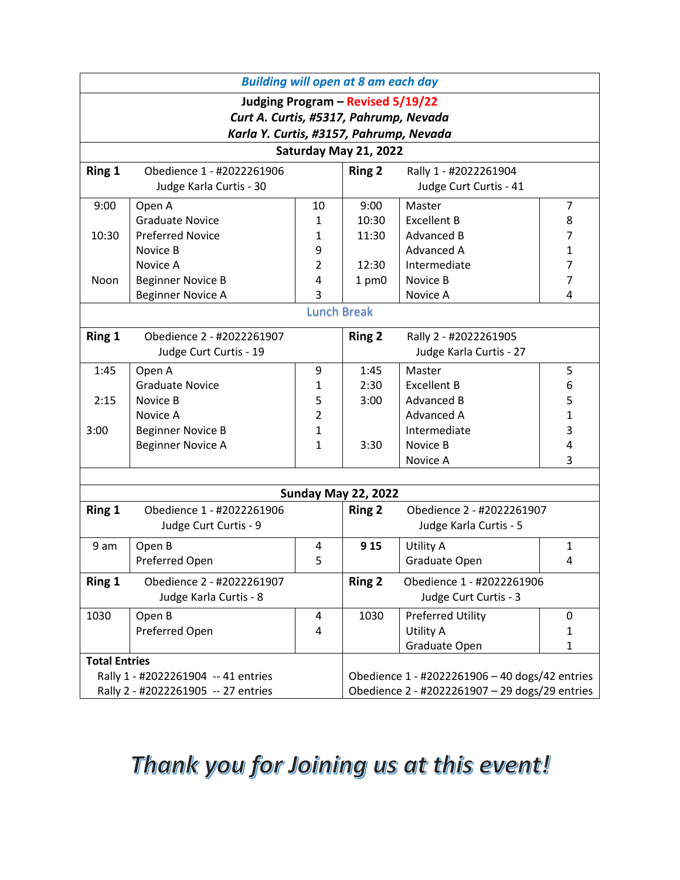***Building will open at 8 am each day***

**Judging Program – Revised 5/19/22**

***Curt A. Curtis, #5317, Pahrump, Nevada***

***Karla Y. Curtis, #3157, Pahrump, Nevada***

**Saturday May 21, 2022**

| **Ring 1** | Obedience 1 - #2022261906<br>Judge Karla Curtis - 30 | | **Ring 2** | Rally 1 - #2022261904<br>Judge Curt Curtis - 41 | |
|---|---|---|---|---|---|
| 9:00 | Open A | 10 | 9:00 | Master | 7 |
| | Graduate Novice | 1 | 10:30 | Excellent B | 8 |
| 10:30 | Preferred Novice | 1 | 11:30 | Advanced B | 7 |
| | Novice B | 9 | | Advanced A | 1 |
| | Novice A | 2 | 12:30 | Intermediate | 7 |
| Noon | Beginner Novice B | 4 | 1 pm0 | Novice B | 7 |
| | Beginner Novice A | 3 | | Novice A | 4 |

**Lunch Break**

| **Ring 1** | Obedience 2 - #2022261907<br>Judge Curt Curtis - 19 | | **Ring 2** | Rally 2 - #2022261905<br>Judge Karla Curtis - 27 | |
|---|---|---|---|---|---|
| 1:45 | Open A | 9 | 1:45 | Master | 5 |
| | Graduate Novice | 1 | 2:30 | Excellent B | 6 |
| 2:15 | Novice B | 5 | 3:00 | Advanced B | 5 |
| | Novice A | 2 | | Advanced A | 1 |
| 3:00 | Beginner Novice B | 1 | | Intermediate | 3 |
| | Beginner Novice A | 1 | 3:30 | Novice B | 4 |
| | | | | Novice A | 3 |

**Sunday May 22, 2022**

| **Ring 1** | Obedience 1 - #2022261906<br>Judge Curt Curtis - 9 | | **Ring 2** | Obedience 2 - #2022261907<br>Judge Karla Curtis - 5 | |
|---|---|---|---|---|---|
| 9 am | Open B | 4 | **9 15** | Utility A | 1 |
| | Preferred Open | 5 | | Graduate Open | 4 |

| **Ring 1** | Obedience 2 - #2022261907<br>Judge Karla Curtis - 8 | | **Ring 2** | Obedience 1 - #2022261906<br>Judge Curt Curtis - 3 | |
|---|---|---|---|---|---|
| 1030 | Open B | 4 | 1030 | Preferred Utility | 0 |
| | Preferred Open | 4 | | Utility A | 1 |
| | | | | Graduate Open | 1 |

**Total Entries**

Rally 1 - #2022261904 -- 41 entries
Rally 2 - #2022261905 -- 27 entries

Obedience 1 - #2022261906 – 40 dogs/42 entries
Obedience 2 - #2022261907 – 29 dogs/29 entries

***Thank you for Joining us at this event!***